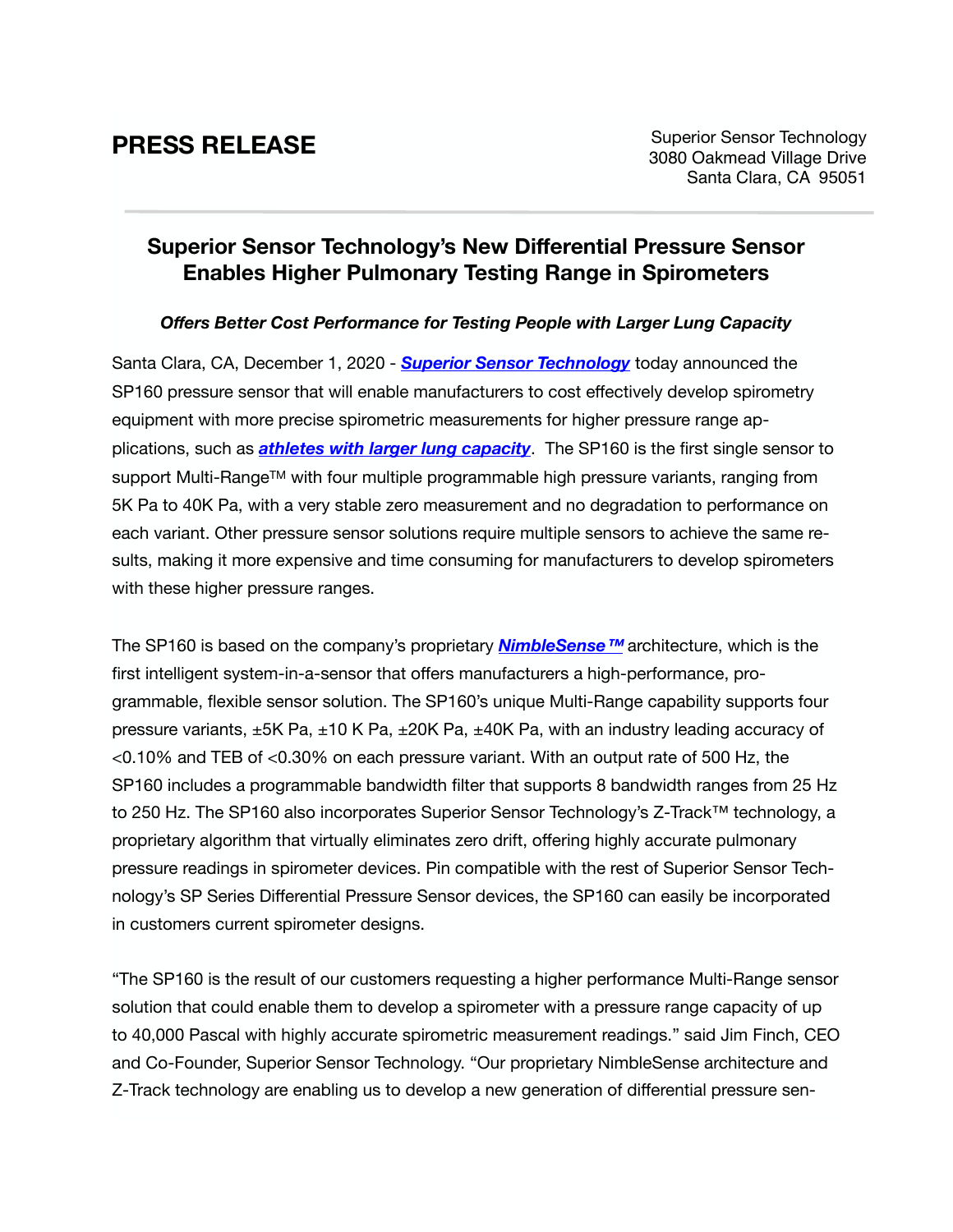# PRESS RELEASE

Superior Sensor Technology
3080 Oakmead Village Drive
Santa Clara, CA 95051

## Superior Sensor Technology's New Differential Pressure Sensor Enables Higher Pulmonary Testing Range in Spirometers

***Offers Better Cost Performance for Testing People with Larger Lung Capacity***

Santa Clara, CA, December 1, 2020 - ***Superior Sensor Technology*** today announced the SP160 pressure sensor that will enable manufacturers to cost effectively develop spirometry equipment with more precise spirometric measurements for higher pressure range applications, such as ***athletes with larger lung capacity***. The SP160 is the first single sensor to support Multi-Range™ with four multiple programmable high pressure variants, ranging from 5K Pa to 40K Pa, with a very stable zero measurement and no degradation to performance on each variant. Other pressure sensor solutions require multiple sensors to achieve the same results, making it more expensive and time consuming for manufacturers to develop spirometers with these higher pressure ranges.

The SP160 is based on the company's proprietary ***NimbleSense™*** architecture, which is the first intelligent system-in-a-sensor that offers manufacturers a high-performance, programmable, flexible sensor solution. The SP160's unique Multi-Range capability supports four pressure variants, ±5K Pa, ±10 K Pa, ±20K Pa, ±40K Pa, with an industry leading accuracy of <0.10% and TEB of <0.30% on each pressure variant. With an output rate of 500 Hz, the SP160 includes a programmable bandwidth filter that supports 8 bandwidth ranges from 25 Hz to 250 Hz. The SP160 also incorporates Superior Sensor Technology's Z-Track™ technology, a proprietary algorithm that virtually eliminates zero drift, offering highly accurate pulmonary pressure readings in spirometer devices. Pin compatible with the rest of Superior Sensor Technology's SP Series Differential Pressure Sensor devices, the SP160 can easily be incorporated in customers current spirometer designs.

"The SP160 is the result of our customers requesting a higher performance Multi-Range sensor solution that could enable them to develop a spirometer with a pressure range capacity of up to 40,000 Pascal with highly accurate spirometric measurement readings." said Jim Finch, CEO and Co-Founder, Superior Sensor Technology. "Our proprietary NimbleSense architecture and Z-Track technology are enabling us to develop a new generation of differential pressure sen-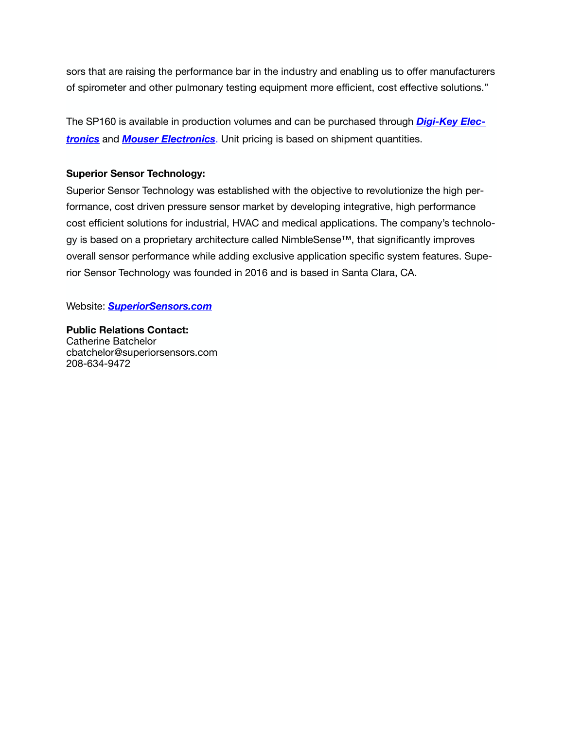sors that are raising the performance bar in the industry and enabling us to offer manufacturers of spirometer and other pulmonary testing equipment more efficient, cost effective solutions."

The SP160 is available in production volumes and can be purchased through ***Digi-Key Electronics*** and ***Mouser Electronics***. Unit pricing is based on shipment quantities.

**Superior Sensor Technology:**

Superior Sensor Technology was established with the objective to revolutionize the high performance, cost driven pressure sensor market by developing integrative, high performance cost efficient solutions for industrial, HVAC and medical applications. The company's technology is based on a proprietary architecture called NimbleSense™, that significantly improves overall sensor performance while adding exclusive application specific system features. Superior Sensor Technology was founded in 2016 and is based in Santa Clara, CA.

Website: ***SuperiorSensors.com***

**Public Relations Contact:**
Catherine Batchelor
cbatchelor@superiorsensors.com
208-634-9472